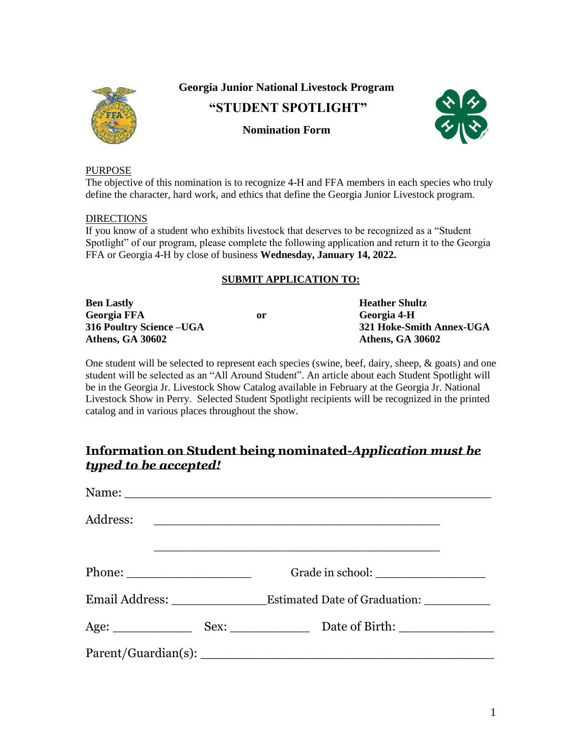**Georgia Junior National Livestock Program**

# "STUDENT SPOTLIGHT"

**Nomination Form**

PURPOSE

The objective of this nomination is to recognize 4-H and FFA members in each species who truly define the character, hard work, and ethics that define the Georgia Junior Livestock program.

DIRECTIONS

If you know of a student who exhibits livestock that deserves to be recognized as a "Student Spotlight" of our program, please complete the following application and return it to the Georgia FFA or Georgia 4-H by close of business **Wednesday, January 14, 2022.**

**SUBMIT APPLICATION TO:**

**Ben Lastly**
**Georgia FFA**
**316 Poultry Science –UGA**
**Athens, GA 30602**

**or**

**Heather Shultz**
**Georgia 4-H**
**321 Hoke-Smith Annex-UGA**
**Athens, GA 30602**

One student will be selected to represent each species (swine, beef, dairy, sheep, & goats) and one student will be selected as an "All Around Student". An article about each Student Spotlight will be in the Georgia Jr. Livestock Show Catalog available in February at the Georgia Jr. National Livestock Show in Perry. Selected Student Spotlight recipients will be recognized in the printed catalog and in various places throughout the show.

## Information on Student being nominated-*Application must be typed to be accepted!*

Name: ____________________________________________

Address: ____________________________________

____________________________________

Phone: _______________ Grade in school: ______________

Email Address: ____________ Estimated Date of Graduation: _________

Age: __________ Sex: __________ Date of Birth: ____________

Parent/Guardian(s): ____________________________________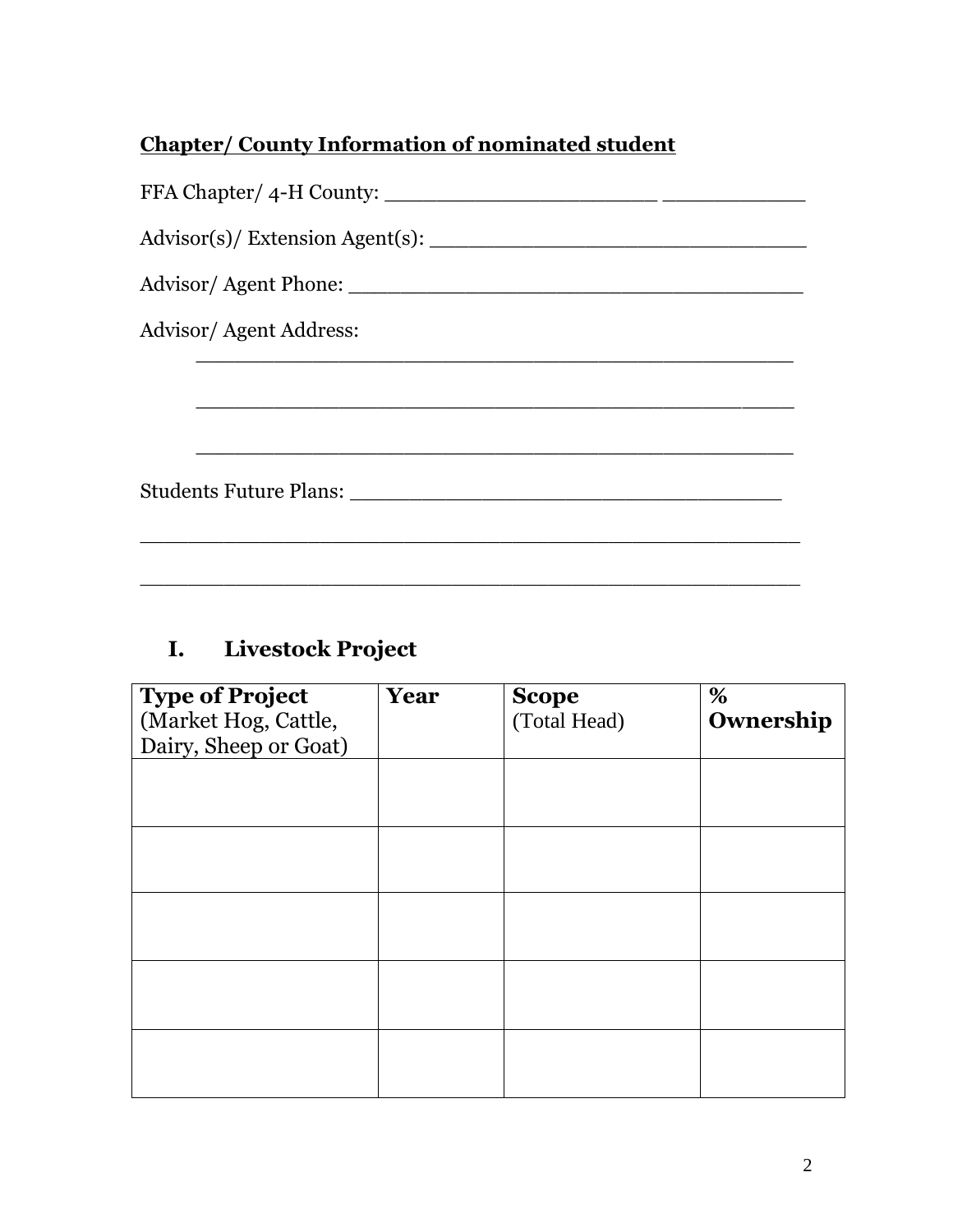**Chapter/ County Information of nominated student**

FFA Chapter/ 4-H County: ______________________ ___________

Advisor(s)/ Extension Agent(s): ______________________________

Advisor/ Agent Phone: ____________________________________

Advisor/ Agent Address:

______________________________________________

______________________________________________

______________________________________________

Students Future Plans: __________________________________

_____________________________________________________

_____________________________________________________

## I. Livestock Project

| **Type of Project** (Market Hog, Cattle, Dairy, Sheep or Goat) | **Year** | **Scope** (Total Head) | **% Ownership** |
|---|---|---|---|
| | | | |
| | | | |
| | | | |
| | | | |
| | | | |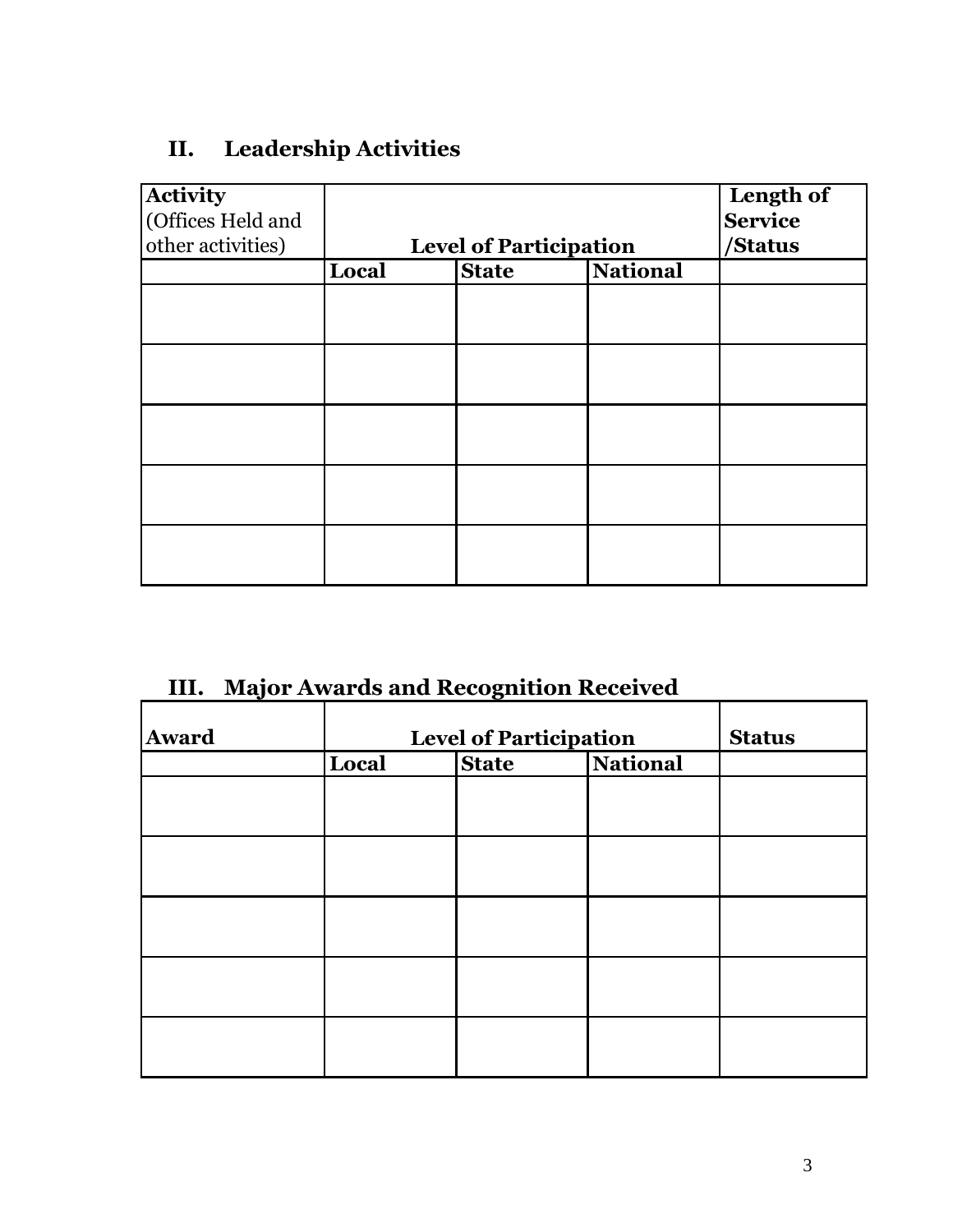## II. Leadership Activities

| Activity (Offices Held and other activities) | Level of Participation | | | Length of Service /Status |
|---|---|---|---|---|
| | Local | State | National | |
| | | | | |
| | | | | |
| | | | | |
| | | | | |
| | | | | |

## III. Major Awards and Recognition Received

| Award | Level of Participation | | | Status |
|---|---|---|---|---|
| | Local | State | National | |
| | | | | |
| | | | | |
| | | | | |
| | | | | |
| | | | | |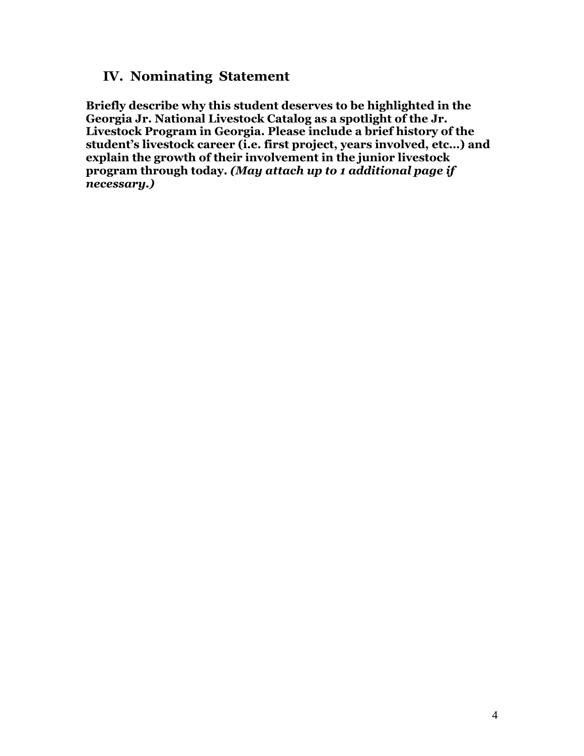## IV. Nominating Statement

**Briefly describe why this student deserves to be highlighted in the Georgia Jr. National Livestock Catalog as a spotlight of the Jr. Livestock Program in Georgia. Please include a brief history of the student's livestock career (i.e. first project, years involved, etc…) and explain the growth of their involvement in the junior livestock program through today.** ***(May attach up to 1 additional page if necessary.)***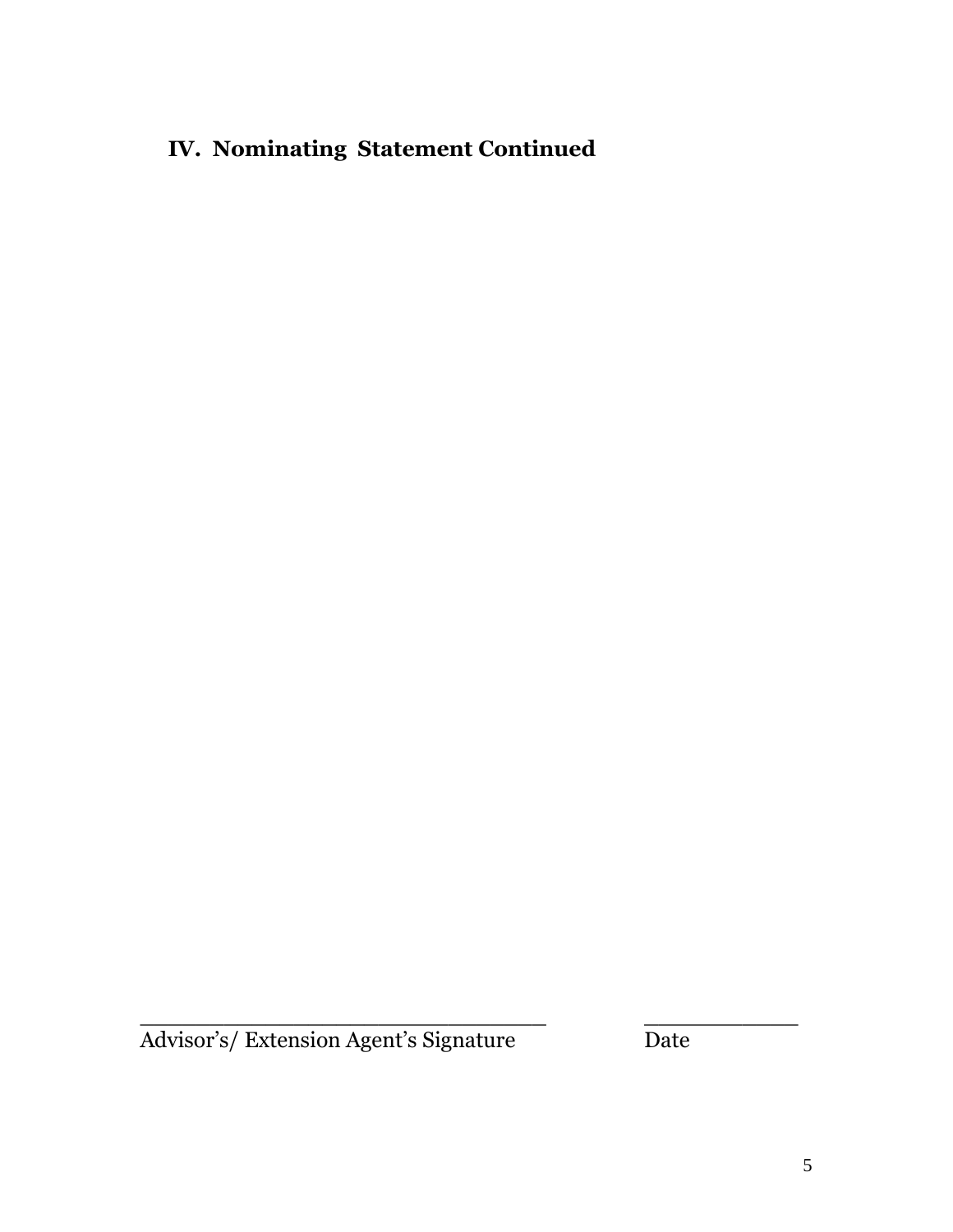## IV. Nominating Statement Continued

_______________________________ ____________

Advisor's/ Extension Agent's Signature Date